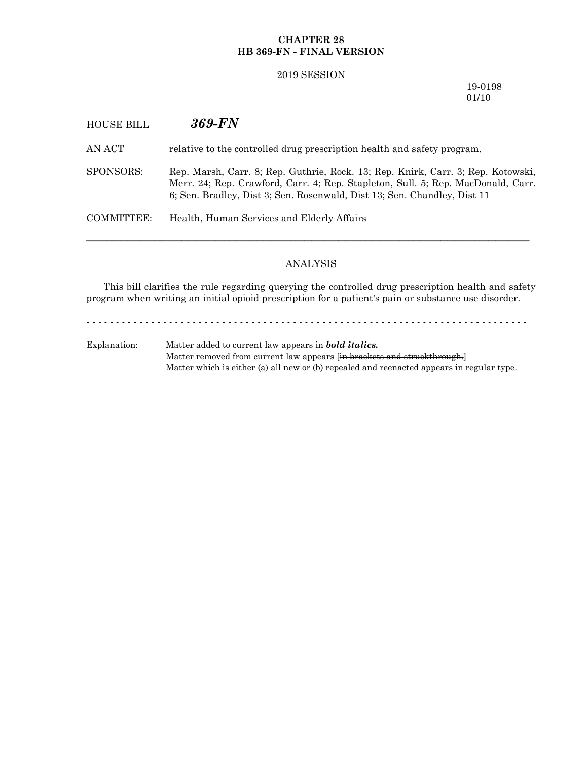**CHAPTER 28**
**HB 369-FN - FINAL VERSION**

2019 SESSION

19-0198
01/10

HOUSE BILL ***369-FN***

AN ACT relative to the controlled drug prescription health and safety program.

SPONSORS: Rep. Marsh, Carr. 8; Rep. Guthrie, Rock. 13; Rep. Knirk, Carr. 3; Rep. Kotowski, Merr. 24; Rep. Crawford, Carr. 4; Rep. Stapleton, Sull. 5; Rep. MacDonald, Carr. 6; Sen. Bradley, Dist 3; Sen. Rosenwald, Dist 13; Sen. Chandley, Dist 11

COMMITTEE: Health, Human Services and Elderly Affairs

---

ANALYSIS

This bill clarifies the rule regarding querying the controlled drug prescription health and safety program when writing an initial opioid prescription for a patient's pain or substance use disorder.

- - - - - - - - - - - - - - - - - - - - - - - - - - - - - - - - - - - - - - - - - - - - - - - - - - - - - - - - - - - - - - - - - - - - - - - - - - -

Explanation: Matter added to current law appears in ***bold italics.***
Matter removed from current law appears [~~in brackets and struckthrough.~~]
Matter which is either (a) all new or (b) repealed and reenacted appears in regular type.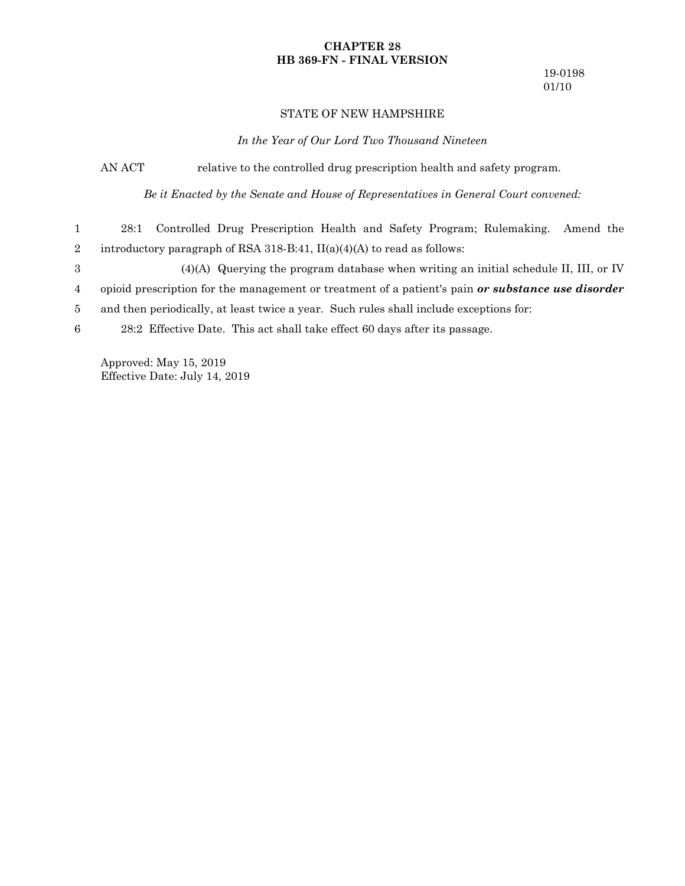**CHAPTER 28**
**HB 369-FN - FINAL VERSION**

19-0198
01/10

STATE OF NEW HAMPSHIRE

*In the Year of Our Lord Two Thousand Nineteen*

AN ACT relative to the controlled drug prescription health and safety program.

*Be it Enacted by the Senate and House of Representatives in General Court convened:*

28:1 Controlled Drug Prescription Health and Safety Program; Rulemaking. Amend the introductory paragraph of RSA 318-B:41, II(a)(4)(A) to read as follows:

(4)(A) Querying the program database when writing an initial schedule II, III, or IV opioid prescription for the management or treatment of a patient's pain ***or substance use disorder*** and then periodically, at least twice a year. Such rules shall include exceptions for:

28:2 Effective Date. This act shall take effect 60 days after its passage.

Approved: May 15, 2019
Effective Date: July 14, 2019